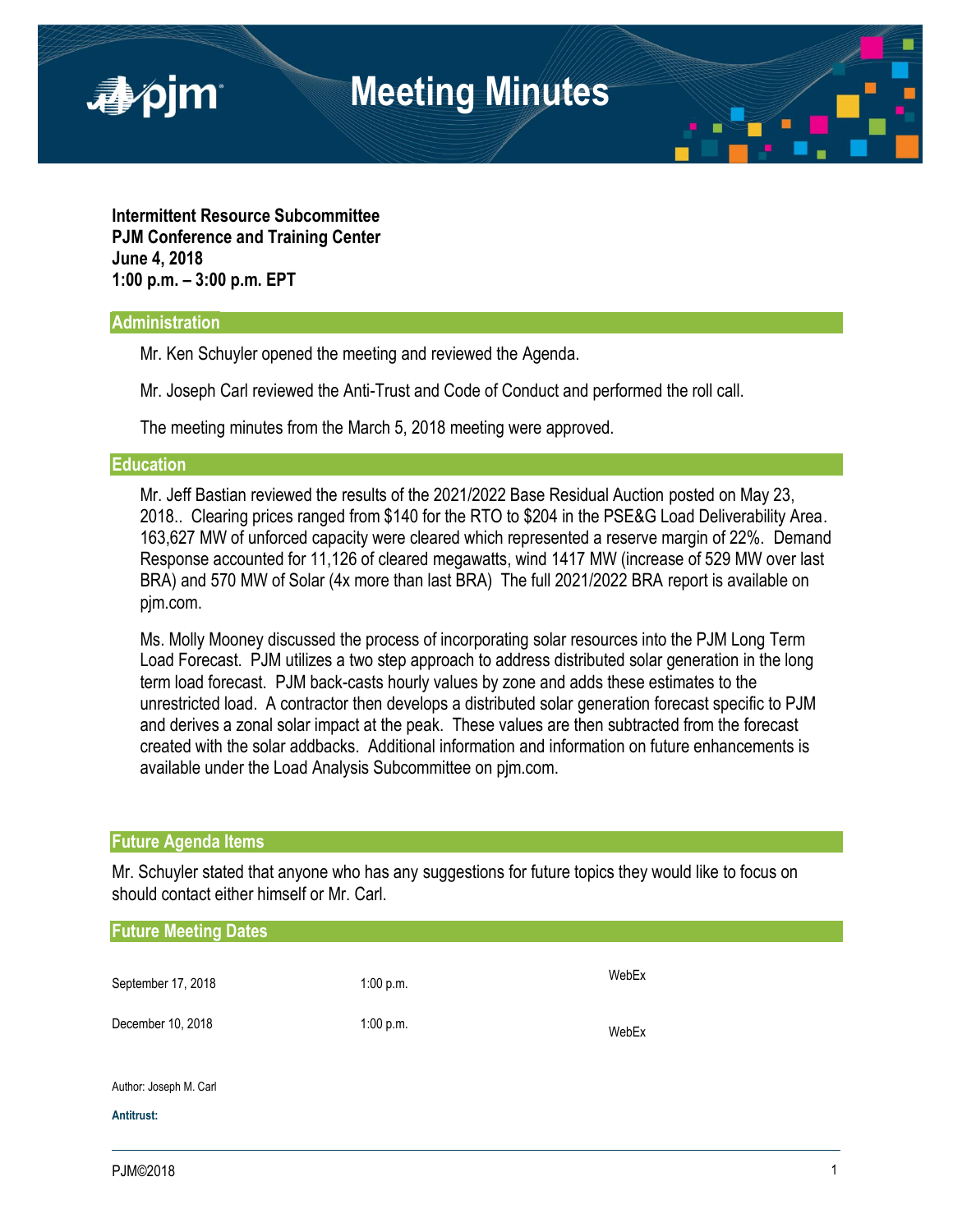# Meeting Minutes

**Intermittent Resource Subcommittee**
**PJM Conference and Training Center**
**June 4, 2018**
**1:00 p.m. – 3:00 p.m. EPT**

## Administration

Mr. Ken Schuyler opened the meeting and reviewed the Agenda.

Mr. Joseph Carl reviewed the Anti-Trust and Code of Conduct and performed the roll call.

The meeting minutes from the March 5, 2018 meeting were approved.

## Education

Mr. Jeff Bastian reviewed the results of the 2021/2022 Base Residual Auction posted on May 23, 2018.. Clearing prices ranged from $140 for the RTO to $204 in the PSE&G Load Deliverability Area. 163,627 MW of unforced capacity were cleared which represented a reserve margin of 22%. Demand Response accounted for 11,126 of cleared megawatts, wind 1417 MW (increase of 529 MW over last BRA) and 570 MW of Solar (4x more than last BRA) The full 2021/2022 BRA report is available on pjm.com.

Ms. Molly Mooney discussed the process of incorporating solar resources into the PJM Long Term Load Forecast. PJM utilizes a two step approach to address distributed solar generation in the long term load forecast. PJM back-casts hourly values by zone and adds these estimates to the unrestricted load. A contractor then develops a distributed solar generation forecast specific to PJM and derives a zonal solar impact at the peak. These values are then subtracted from the forecast created with the solar addbacks. Additional information and information on future enhancements is available under the Load Analysis Subcommittee on pjm.com.

## Future Agenda Items

Mr. Schuyler stated that anyone who has any suggestions for future topics they would like to focus on should contact either himself or Mr. Carl.

## Future Meeting Dates

| | | |
|---|---|---|
| September 17, 2018 | 1:00 p.m. | WebEx |
| December 10, 2018 | 1:00 p.m. | WebEx |

Author: Joseph M. Carl

**Antitrust:**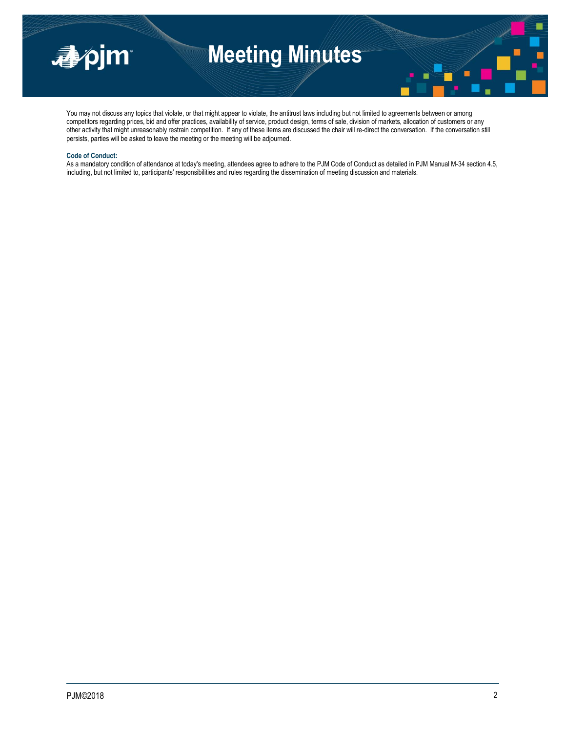You may not discuss any topics that violate, or that might appear to violate, the antitrust laws including but not limited to agreements between or among competitors regarding prices, bid and offer practices, availability of service, product design, terms of sale, division of markets, allocation of customers or any other activity that might unreasonably restrain competition. If any of these items are discussed the chair will re-direct the conversation. If the conversation still persists, parties will be asked to leave the meeting or the meeting will be adjourned.

**Code of Conduct:**
As a mandatory condition of attendance at today's meeting, attendees agree to adhere to the PJM Code of Conduct as detailed in PJM Manual M-34 section 4.5, including, but not limited to, participants' responsibilities and rules regarding the dissemination of meeting discussion and materials.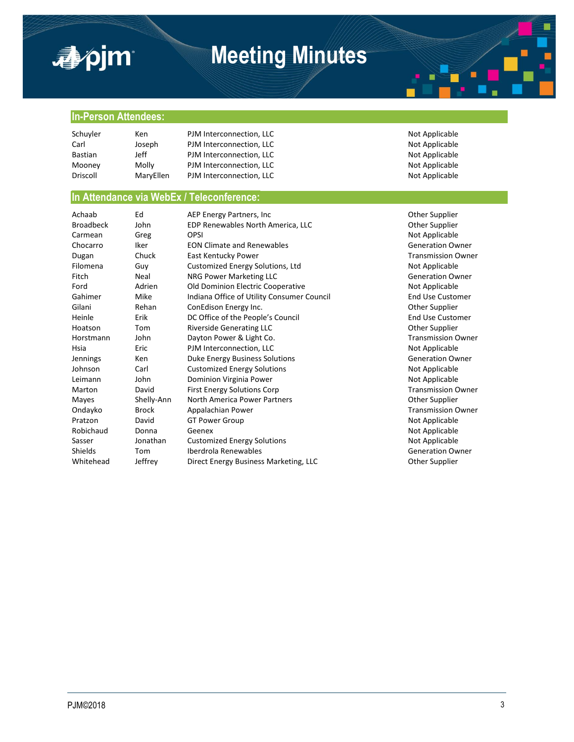# Meeting Minutes

## In-Person Attendees:

| | | | |
|---|---|---|---|
| Schuyler | Ken | PJM Interconnection, LLC | Not Applicable |
| Carl | Joseph | PJM Interconnection, LLC | Not Applicable |
| Bastian | Jeff | PJM Interconnection, LLC | Not Applicable |
| Mooney | Molly | PJM Interconnection, LLC | Not Applicable |
| Driscoll | MaryEllen | PJM Interconnection, LLC | Not Applicable |

## In Attendance via WebEx / Teleconference:

| | | | |
|---|---|---|---|
| Achaab | Ed | AEP Energy Partners, Inc | Other Supplier |
| Broadbeck | John | EDP Renewables North America, LLC | Other Supplier |
| Carmean | Greg | OPSI | Not Applicable |
| Chocarro | Iker | EON Climate and Renewables | Generation Owner |
| Dugan | Chuck | East Kentucky Power | Transmission Owner |
| Filomena | Guy | Customized Energy Solutions, Ltd | Not Applicable |
| Fitch | Neal | NRG Power Marketing LLC | Generation Owner |
| Ford | Adrien | Old Dominion Electric Cooperative | Not Applicable |
| Gahimer | Mike | Indiana Office of Utility Consumer Council | End Use Customer |
| Gilani | Rehan | ConEdison Energy Inc. | Other Supplier |
| Heinle | Erik | DC Office of the People's Council | End Use Customer |
| Hoatson | Tom | Riverside Generating LLC | Other Supplier |
| Horstmann | John | Dayton Power & Light Co. | Transmission Owner |
| Hsia | Eric | PJM Interconnection, LLC | Not Applicable |
| Jennings | Ken | Duke Energy Business Solutions | Generation Owner |
| Johnson | Carl | Customized Energy Solutions | Not Applicable |
| Leimann | John | Dominion Virginia Power | Not Applicable |
| Marton | David | First Energy Solutions Corp | Transmission Owner |
| Mayes | Shelly-Ann | North America Power Partners | Other Supplier |
| Ondayko | Brock | Appalachian Power | Transmission Owner |
| Pratzon | David | GT Power Group | Not Applicable |
| Robichaud | Donna | Geenex | Not Applicable |
| Sasser | Jonathan | Customized Energy Solutions | Not Applicable |
| Shields | Tom | Iberdrola Renewables | Generation Owner |
| Whitehead | Jeffrey | Direct Energy Business Marketing, LLC | Other Supplier |